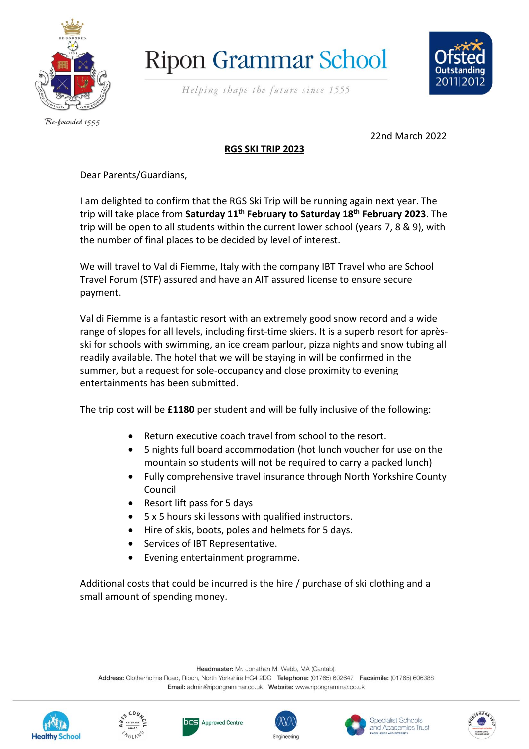# Ripon Grammar School

*Helping shape the future since 1555*

Re-founded 1555

22nd March 2022

**RGS SKI TRIP 2023**

Dear Parents/Guardians,

I am delighted to confirm that the RGS Ski Trip will be running again next year. The trip will take place from **Saturday 11th February to Saturday 18th February 2023**. The trip will be open to all students within the current lower school (years 7, 8 & 9), with the number of final places to be decided by level of interest.

We will travel to Val di Fiemme, Italy with the company IBT Travel who are School Travel Forum (STF) assured and have an AIT assured license to ensure secure payment.

Val di Fiemme is a fantastic resort with an extremely good snow record and a wide range of slopes for all levels, including first-time skiers. It is a superb resort for après-ski for schools with swimming, an ice cream parlour, pizza nights and snow tubing all readily available. The hotel that we will be staying in will be confirmed in the summer, but a request for sole-occupancy and close proximity to evening entertainments has been submitted.

The trip cost will be **£1180** per student and will be fully inclusive of the following:

- Return executive coach travel from school to the resort.
- 5 nights full board accommodation (hot lunch voucher for use on the mountain so students will not be required to carry a packed lunch)
- Fully comprehensive travel insurance through North Yorkshire County Council
- Resort lift pass for 5 days
- 5 x 5 hours ski lessons with qualified instructors.
- Hire of skis, boots, poles and helmets for 5 days.
- Services of IBT Representative.
- Evening entertainment programme.

Additional costs that could be incurred is the hire / purchase of ski clothing and a small amount of spending money.

**Headmaster:** Mr. Jonathan M. Webb, MA (Cantab).
**Address:** Clotherholme Road, Ripon, North Yorkshire HG4 2DG **Telephone:** (01765) 602647 **Facsimile:** (01765) 606388
**Email:** admin@ripongrammar.co.uk **Website:** www.ripongrammar.co.uk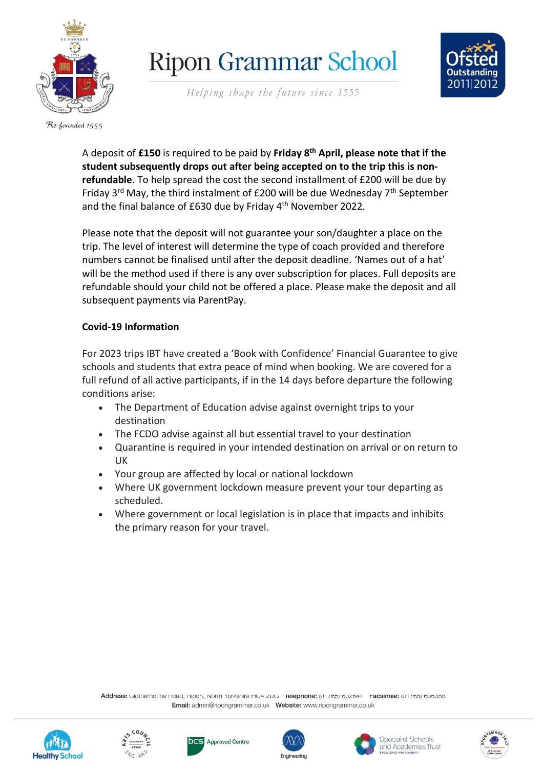A deposit of **£150** is required to be paid by **Friday 8th April, please note that if the student subsequently drops out after being accepted on to the trip this is non-refundable**. To help spread the cost the second installment of £200 will be due by Friday 3rd May, the third instalment of £200 will be due Wednesday 7th September and the final balance of £630 due by Friday 4th November 2022.

Please note that the deposit will not guarantee your son/daughter a place on the trip. The level of interest will determine the type of coach provided and therefore numbers cannot be finalised until after the deposit deadline. 'Names out of a hat' will be the method used if there is any over subscription for places. Full deposits are refundable should your child not be offered a place. Please make the deposit and all subsequent payments via ParentPay.

**Covid-19 Information**

For 2023 trips IBT have created a 'Book with Confidence' Financial Guarantee to give schools and students that extra peace of mind when booking. We are covered for a full refund of all active participants, if in the 14 days before departure the following conditions arise:

- The Department of Education advise against overnight trips to your destination
- The FCDO advise against all but essential travel to your destination
- Quarantine is required in your intended destination on arrival or on return to UK
- Your group are affected by local or national lockdown
- Where UK government lockdown measure prevent your tour departing as scheduled.
- Where government or local legislation is in place that impacts and inhibits the primary reason for your travel.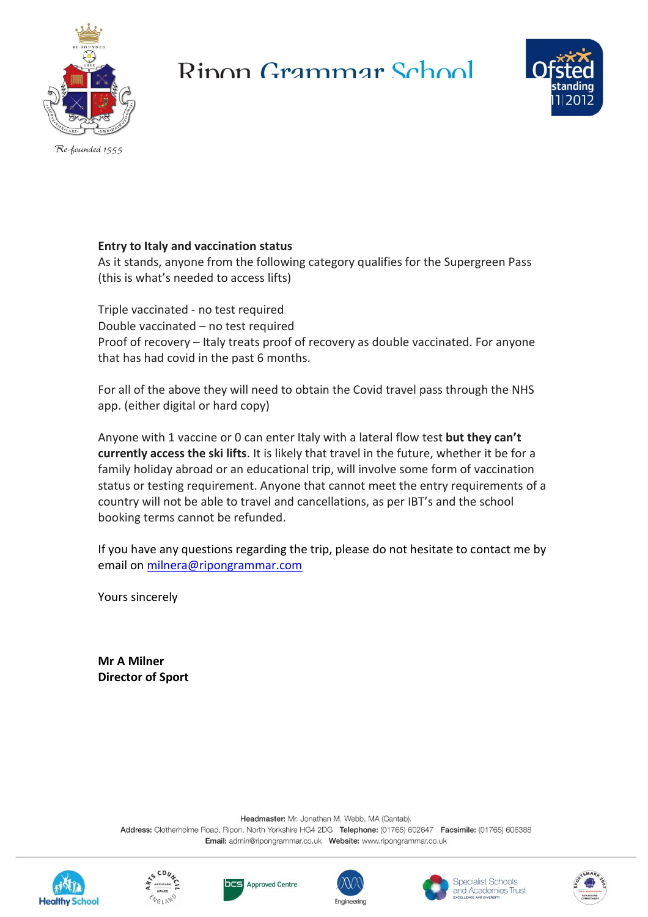**Entry to Italy and vaccination status**

As it stands, anyone from the following category qualifies for the Supergreen Pass (this is what's needed to access lifts)

Triple vaccinated - no test required

Double vaccinated – no test required

Proof of recovery – Italy treats proof of recovery as double vaccinated. For anyone that has had covid in the past 6 months.

For all of the above they will need to obtain the Covid travel pass through the NHS app. (either digital or hard copy)

Anyone with 1 vaccine or 0 can enter Italy with a lateral flow test **but they can't currently access the ski lifts**. It is likely that travel in the future, whether it be for a family holiday abroad or an educational trip, will involve some form of vaccination status or testing requirement. Anyone that cannot meet the entry requirements of a country will not be able to travel and cancellations, as per IBT's and the school booking terms cannot be refunded.

If you have any questions regarding the trip, please do not hesitate to contact me by email on milnera@ripongrammar.com

Yours sincerely

**Mr A Milner**
**Director of Sport**